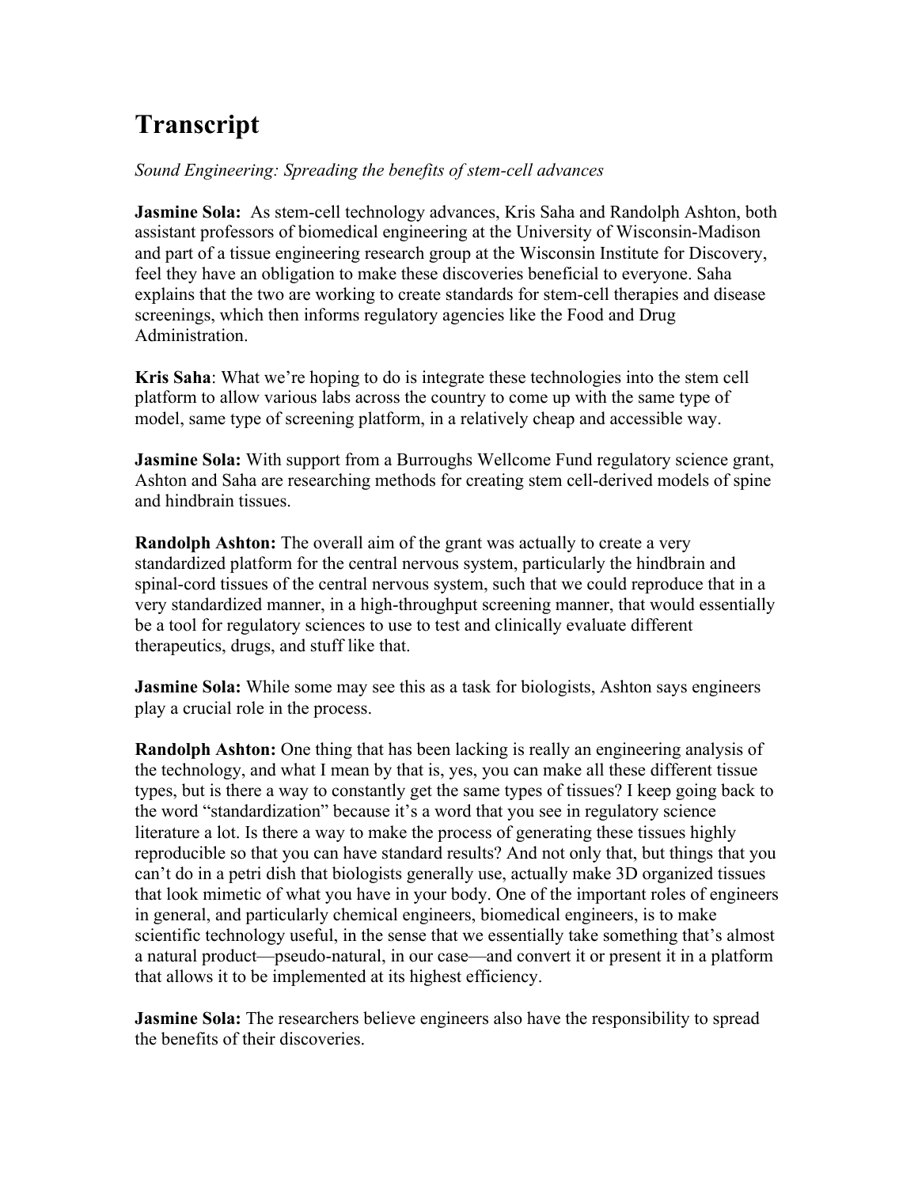# Transcript

*Sound Engineering: Spreading the benefits of stem-cell advances*

**Jasmine Sola:** As stem-cell technology advances, Kris Saha and Randolph Ashton, both assistant professors of biomedical engineering at the University of Wisconsin-Madison and part of a tissue engineering research group at the Wisconsin Institute for Discovery, feel they have an obligation to make these discoveries beneficial to everyone. Saha explains that the two are working to create standards for stem-cell therapies and disease screenings, which then informs regulatory agencies like the Food and Drug Administration.

**Kris Saha**: What we're hoping to do is integrate these technologies into the stem cell platform to allow various labs across the country to come up with the same type of model, same type of screening platform, in a relatively cheap and accessible way.

**Jasmine Sola:** With support from a Burroughs Wellcome Fund regulatory science grant, Ashton and Saha are researching methods for creating stem cell-derived models of spine and hindbrain tissues.

**Randolph Ashton:** The overall aim of the grant was actually to create a very standardized platform for the central nervous system, particularly the hindbrain and spinal-cord tissues of the central nervous system, such that we could reproduce that in a very standardized manner, in a high-throughput screening manner, that would essentially be a tool for regulatory sciences to use to test and clinically evaluate different therapeutics, drugs, and stuff like that.

**Jasmine Sola:** While some may see this as a task for biologists, Ashton says engineers play a crucial role in the process.

**Randolph Ashton:** One thing that has been lacking is really an engineering analysis of the technology, and what I mean by that is, yes, you can make all these different tissue types, but is there a way to constantly get the same types of tissues? I keep going back to the word "standardization" because it's a word that you see in regulatory science literature a lot. Is there a way to make the process of generating these tissues highly reproducible so that you can have standard results? And not only that, but things that you can't do in a petri dish that biologists generally use, actually make 3D organized tissues that look mimetic of what you have in your body. One of the important roles of engineers in general, and particularly chemical engineers, biomedical engineers, is to make scientific technology useful, in the sense that we essentially take something that's almost a natural product—pseudo-natural, in our case—and convert it or present it in a platform that allows it to be implemented at its highest efficiency.

**Jasmine Sola:** The researchers believe engineers also have the responsibility to spread the benefits of their discoveries.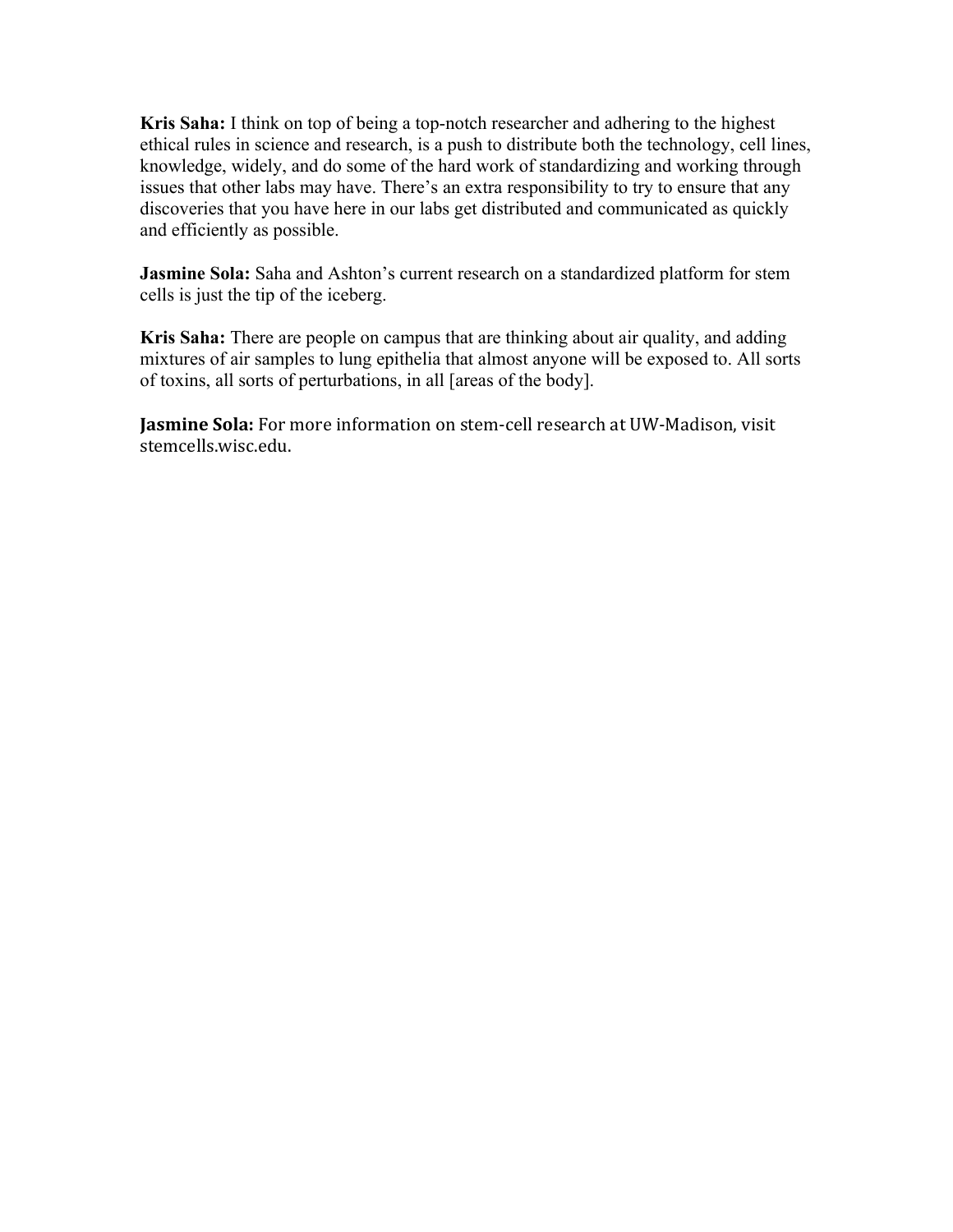**Kris Saha:** I think on top of being a top-notch researcher and adhering to the highest ethical rules in science and research, is a push to distribute both the technology, cell lines, knowledge, widely, and do some of the hard work of standardizing and working through issues that other labs may have. There's an extra responsibility to try to ensure that any discoveries that you have here in our labs get distributed and communicated as quickly and efficiently as possible.

**Jasmine Sola:** Saha and Ashton's current research on a standardized platform for stem cells is just the tip of the iceberg.

**Kris Saha:** There are people on campus that are thinking about air quality, and adding mixtures of air samples to lung epithelia that almost anyone will be exposed to. All sorts of toxins, all sorts of perturbations, in all [areas of the body].

**Jasmine Sola:** For more information on stem-cell research at UW-Madison, visit stemcells.wisc.edu.